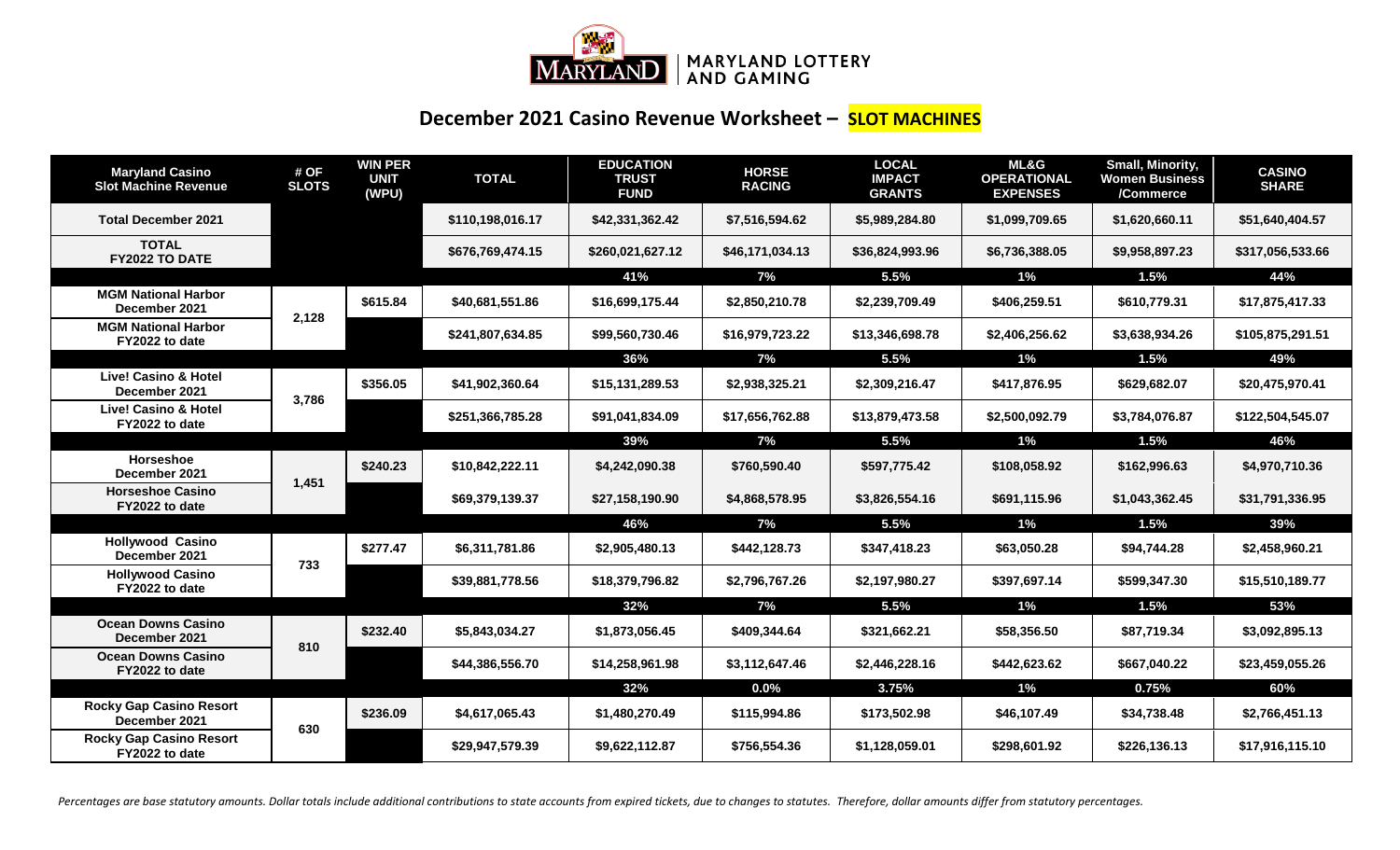MARYLAND LOTTERY AND GAMING

# December 2021 Casino Revenue Worksheet – **SLOT MACHINES**

| Maryland Casino Slot Machine Revenue | # OF SLOTS | WIN PER UNIT (WPU) | TOTAL | EDUCATION TRUST FUND | HORSE RACING | LOCAL IMPACT GRANTS | ML&G OPERATIONAL EXPENSES | Small, Minority, Women Business /Commerce | CASINO SHARE |
|---|---|---|---|---|---|---|---|---|---|
| **Total December 2021** | | | $110,198,016.17 | $42,331,362.42 | $7,516,594.62 | $5,989,284.80 | $1,099,709.65 | $1,620,660.11 | $51,640,404.57 |
| **TOTAL FY2022 TO DATE** | | | $676,769,474.15 | $260,021,627.12 | $46,171,034.13 | $36,824,993.96 | $6,736,388.05 | $9,958,897.23 | $317,056,533.66 |
| | | | | 41% | 7% | 5.5% | 1% | 1.5% | 44% |
| **MGM National Harbor December 2021** | 2,128 | $615.84 | $40,681,551.86 | $16,699,175.44 | $2,850,210.78 | $2,239,709.49 | $406,259.51 | $610,779.31 | $17,875,417.33 |
| **MGM National Harbor FY2022 to date** | | | $241,807,634.85 | $99,560,730.46 | $16,979,723.22 | $13,346,698.78 | $2,406,256.62 | $3,638,934.26 | $105,875,291.51 |
| | | | | 36% | 7% | 5.5% | 1% | 1.5% | 49% |
| **Live! Casino & Hotel December 2021** | 3,786 | $356.05 | $41,902,360.64 | $15,131,289.53 | $2,938,325.21 | $2,309,216.47 | $417,876.95 | $629,682.07 | $20,475,970.41 |
| **Live! Casino & Hotel FY2022 to date** | | | $251,366,785.28 | $91,041,834.09 | $17,656,762.88 | $13,879,473.58 | $2,500,092.79 | $3,784,076.87 | $122,504,545.07 |
| | | | | 39% | 7% | 5.5% | 1% | 1.5% | 46% |
| **Horseshoe December 2021** | 1,451 | $240.23 | $10,842,222.11 | $4,242,090.38 | $760,590.40 | $597,775.42 | $108,058.92 | $162,996.63 | $4,970,710.36 |
| **Horseshoe Casino FY2022 to date** | | | $69,379,139.37 | $27,158,190.90 | $4,868,578.95 | $3,826,554.16 | $691,115.96 | $1,043,362.45 | $31,791,336.95 |
| | | | | 46% | 7% | 5.5% | 1% | 1.5% | 39% |
| **Hollywood Casino December 2021** | 733 | $277.47 | $6,311,781.86 | $2,905,480.13 | $442,128.73 | $347,418.23 | $63,050.28 | $94,744.28 | $2,458,960.21 |
| **Hollywood Casino FY2022 to date** | | | $39,881,778.56 | $18,379,796.82 | $2,796,767.26 | $2,197,980.27 | $397,697.14 | $599,347.30 | $15,510,189.77 |
| | | | | 32% | 7% | 5.5% | 1% | 1.5% | 53% |
| **Ocean Downs Casino December 2021** | 810 | $232.40 | $5,843,034.27 | $1,873,056.45 | $409,344.64 | $321,662.21 | $58,356.50 | $87,719.34 | $3,092,895.13 |
| **Ocean Downs Casino FY2022 to date** | | | $44,386,556.70 | $14,258,961.98 | $3,112,647.46 | $2,446,228.16 | $442,623.62 | $667,040.22 | $23,459,055.26 |
| | | | | 32% | 0.0% | 3.75% | 1% | 0.75% | 60% |
| **Rocky Gap Casino Resort December 2021** | 630 | $236.09 | $4,617,065.43 | $1,480,270.49 | $115,994.86 | $173,502.98 | $46,107.49 | $34,738.48 | $2,766,451.13 |
| **Rocky Gap Casino Resort FY2022 to date** | | | $29,947,579.39 | $9,622,112.87 | $756,554.36 | $1,128,059.01 | $298,601.92 | $226,136.13 | $17,916,115.10 |

*Percentages are base statutory amounts. Dollar totals include additional contributions to state accounts from expired tickets, due to changes to statutes. Therefore, dollar amounts differ from statutory percentages.*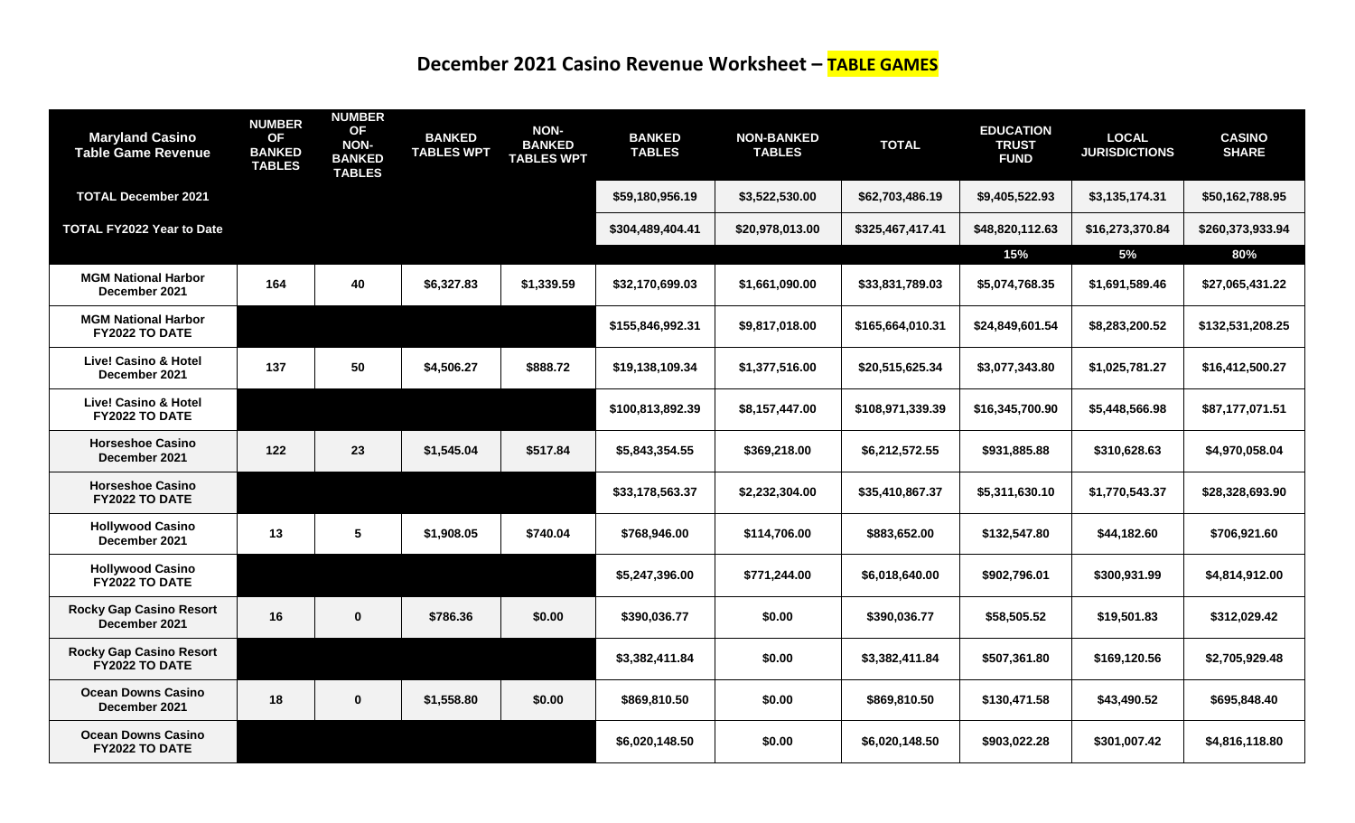# December 2021 Casino Revenue Worksheet – TABLE GAMES

| Maryland Casino Table Game Revenue | NUMBER OF BANKED TABLES | NUMBER OF NON-BANKED TABLES | BANKED TABLES WPT | NON-BANKED TABLES WPT | BANKED TABLES | NON-BANKED TABLES | TOTAL | EDUCATION TRUST FUND | LOCAL JURISDICTIONS | CASINO SHARE |
|---|---|---|---|---|---|---|---|---|---|---|
| TOTAL December 2021 | | | | | $59,180,956.19 | $3,522,530.00 | $62,703,486.19 | $9,405,522.93 | $3,135,174.31 | $50,162,788.95 |
| TOTAL FY2022 Year to Date | | | | | $304,489,404.41 | $20,978,013.00 | $325,467,417.41 | $48,820,112.63 | $16,273,370.84 | $260,373,933.94 |
| | | | | | | | | 15% | 5% | 80% |
| MGM National Harbor December 2021 | 164 | 40 | $6,327.83 | $1,339.59 | $32,170,699.03 | $1,661,090.00 | $33,831,789.03 | $5,074,768.35 | $1,691,589.46 | $27,065,431.22 |
| MGM National Harbor FY2022 TO DATE | | | | | $155,846,992.31 | $9,817,018.00 | $165,664,010.31 | $24,849,601.54 | $8,283,200.52 | $132,531,208.25 |
| Live! Casino & Hotel December 2021 | 137 | 50 | $4,506.27 | $888.72 | $19,138,109.34 | $1,377,516.00 | $20,515,625.34 | $3,077,343.80 | $1,025,781.27 | $16,412,500.27 |
| Live! Casino & Hotel FY2022 TO DATE | | | | | $100,813,892.39 | $8,157,447.00 | $108,971,339.39 | $16,345,700.90 | $5,448,566.98 | $87,177,071.51 |
| Horseshoe Casino December 2021 | 122 | 23 | $1,545.04 | $517.84 | $5,843,354.55 | $369,218.00 | $6,212,572.55 | $931,885.88 | $310,628.63 | $4,970,058.04 |
| Horseshoe Casino FY2022 TO DATE | | | | | $33,178,563.37 | $2,232,304.00 | $35,410,867.37 | $5,311,630.10 | $1,770,543.37 | $28,328,693.90 |
| Hollywood Casino December 2021 | 13 | 5 | $1,908.05 | $740.04 | $768,946.00 | $114,706.00 | $883,652.00 | $132,547.80 | $44,182.60 | $706,921.60 |
| Hollywood Casino FY2022 TO DATE | | | | | $5,247,396.00 | $771,244.00 | $6,018,640.00 | $902,796.01 | $300,931.99 | $4,814,912.00 |
| Rocky Gap Casino Resort December 2021 | 16 | 0 | $786.36 | $0.00 | $390,036.77 | $0.00 | $390,036.77 | $58,505.52 | $19,501.83 | $312,029.42 |
| Rocky Gap Casino Resort FY2022 TO DATE | | | | | $3,382,411.84 | $0.00 | $3,382,411.84 | $507,361.80 | $169,120.56 | $2,705,929.48 |
| Ocean Downs Casino December 2021 | 18 | 0 | $1,558.80 | $0.00 | $869,810.50 | $0.00 | $869,810.50 | $130,471.58 | $43,490.52 | $695,848.40 |
| Ocean Downs Casino FY2022 TO DATE | | | | | $6,020,148.50 | $0.00 | $6,020,148.50 | $903,022.28 | $301,007.42 | $4,816,118.80 |